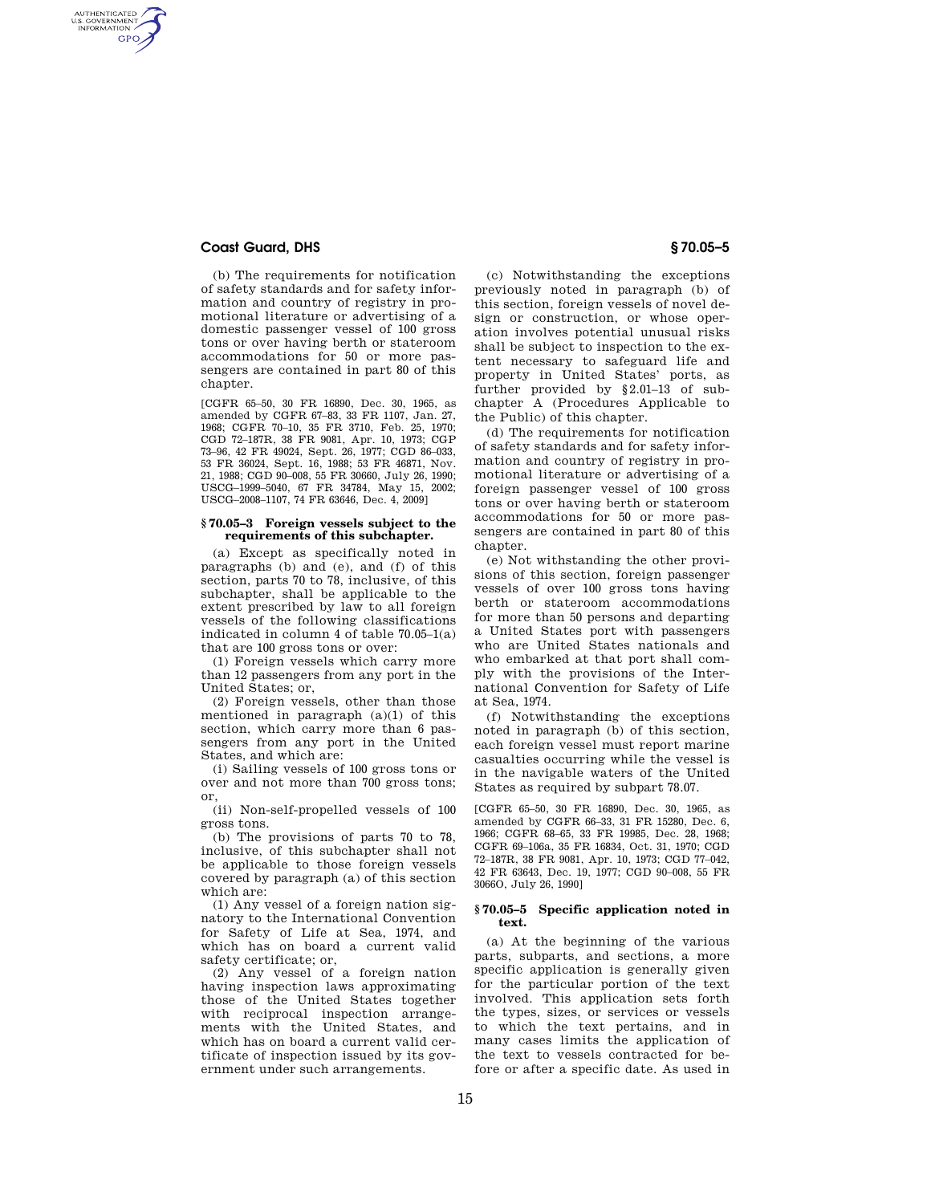(b) The requirements for notification of safety standards and for safety information and country of registry in promotional literature or advertising of a domestic passenger vessel of 100 gross tons or over having berth or stateroom accommodations for 50 or more passengers are contained in part 80 of this chapter.

[CGFR 65–50, 30 FR 16890, Dec. 30, 1965, as amended by CGFR 67–83, 33 FR 1107, Jan. 27, 1968; CGFR 70–10, 35 FR 3710, Feb. 25, 1970; CGD 72–187R, 38 FR 9081, Apr. 10, 1973; CGP 73–96, 42 FR 49024, Sept. 26, 1977; CGD 86–033, 53 FR 36024, Sept. 16, 1988; 53 FR 46871, Nov. 21, 1988; CGD 90–008, 55 FR 30660, July 26, 1990; USCG–1999–5040, 67 FR 34784, May 15, 2002; USCG–2008–1107, 74 FR 63646, Dec. 4, 2009]

### § 70.05–3 Foreign vessels subject to the requirements of this subchapter.

(a) Except as specifically noted in paragraphs (b) and (e), and (f) of this section, parts 70 to 78, inclusive, of this subchapter, shall be applicable to the extent prescribed by law to all foreign vessels of the following classifications indicated in column 4 of table 70.05–1(a) that are 100 gross tons or over:

(1) Foreign vessels which carry more than 12 passengers from any port in the United States; or,

(2) Foreign vessels, other than those mentioned in paragraph (a)(1) of this section, which carry more than 6 passengers from any port in the United States, and which are:

(i) Sailing vessels of 100 gross tons or over and not more than 700 gross tons; or,

(ii) Non-self-propelled vessels of 100 gross tons.

(b) The provisions of parts 70 to 78, inclusive, of this subchapter shall not be applicable to those foreign vessels covered by paragraph (a) of this section which are:

(1) Any vessel of a foreign nation signatory to the International Convention for Safety of Life at Sea, 1974, and which has on board a current valid safety certificate; or,

(2) Any vessel of a foreign nation having inspection laws approximating those of the United States together with reciprocal inspection arrangements with the United States, and which has on board a current valid certificate of inspection issued by its government under such arrangements.

(c) Notwithstanding the exceptions previously noted in paragraph (b) of this section, foreign vessels of novel design or construction, or whose operation involves potential unusual risks shall be subject to inspection to the extent necessary to safeguard life and property in United States' ports, as further provided by §2.01–13 of subchapter A (Procedures Applicable to the Public) of this chapter.

(d) The requirements for notification of safety standards and for safety information and country of registry in promotional literature or advertising of a foreign passenger vessel of 100 gross tons or over having berth or stateroom accommodations for 50 or more passengers are contained in part 80 of this chapter.

(e) Not withstanding the other provisions of this section, foreign passenger vessels of over 100 gross tons having berth or stateroom accommodations for more than 50 persons and departing a United States port with passengers who are United States nationals and who embarked at that port shall comply with the provisions of the International Convention for Safety of Life at Sea, 1974.

(f) Notwithstanding the exceptions noted in paragraph (b) of this section, each foreign vessel must report marine casualties occurring while the vessel is in the navigable waters of the United States as required by subpart 78.07.

[CGFR 65–50, 30 FR 16890, Dec. 30, 1965, as amended by CGFR 66–33, 31 FR 15280, Dec. 6, 1966; CGFR 68–65, 33 FR 19985, Dec. 28, 1968; CGFR 69–106a, 35 FR 16834, Oct. 31, 1970; CGD 72–187R, 38 FR 9081, Apr. 10, 1973; CGD 77–042, 42 FR 63643, Dec. 19, 1977; CGD 90–008, 55 FR 3066O, July 26, 1990]

### § 70.05–5 Specific application noted in text.

(a) At the beginning of the various parts, subparts, and sections, a more specific application is generally given for the particular portion of the text involved. This application sets forth the types, sizes, or services or vessels to which the text pertains, and in many cases limits the application of the text to vessels contracted for before or after a specific date. As used in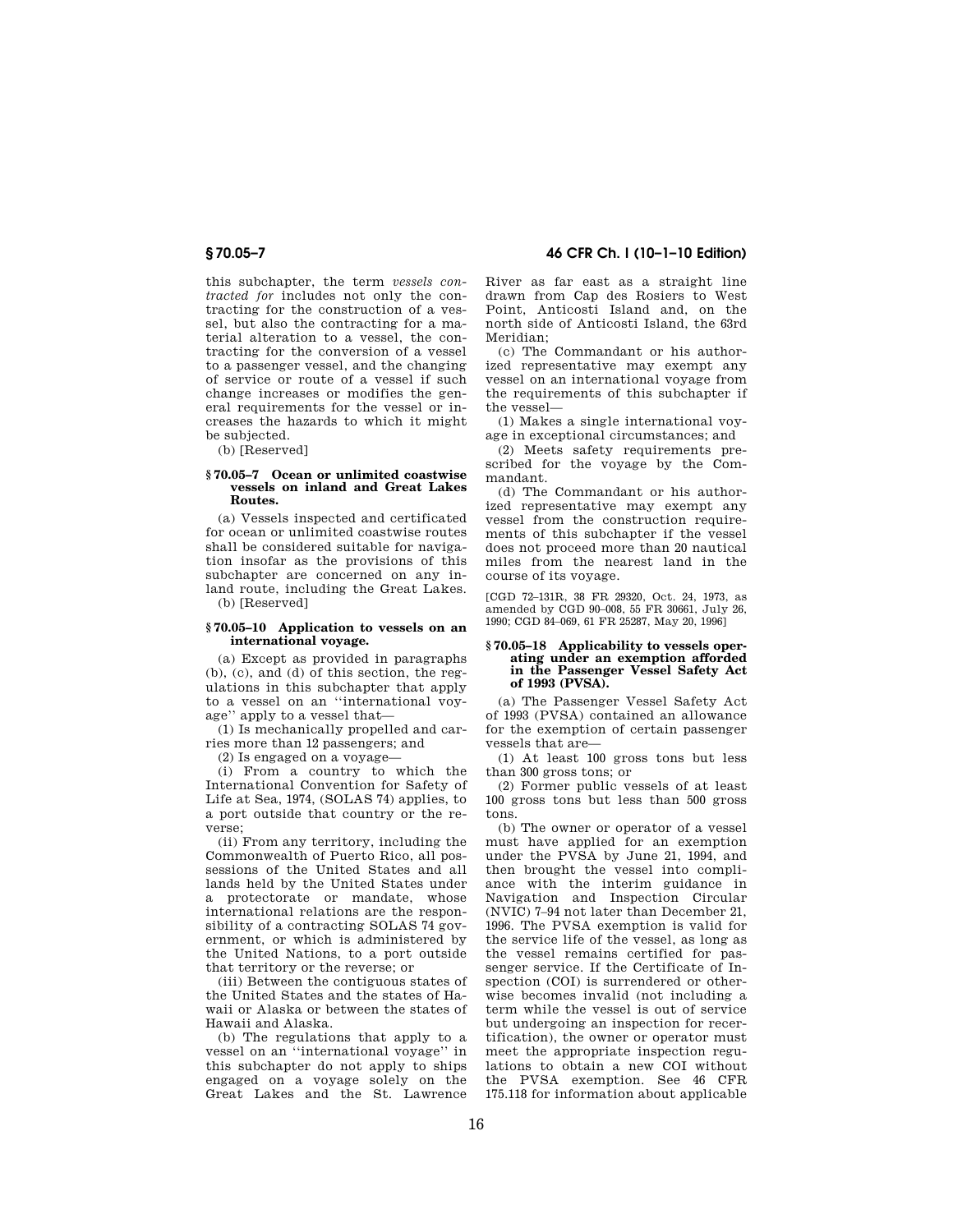this subchapter, the term *vessels contracted for* includes not only the contracting for the construction of a vessel, but also the contracting for a material alteration to a vessel, the contracting for the conversion of a vessel to a passenger vessel, and the changing of service or route of a vessel if such change increases or modifies the general requirements for the vessel or increases the hazards to which it might be subjected.

(b) [Reserved]

### § 70.05–7 Ocean or unlimited coastwise vessels on inland and Great Lakes Routes.

(a) Vessels inspected and certificated for ocean or unlimited coastwise routes shall be considered suitable for navigation insofar as the provisions of this subchapter are concerned on any inland route, including the Great Lakes.

(b) [Reserved]

### § 70.05–10 Application to vessels on an international voyage.

(a) Except as provided in paragraphs (b), (c), and (d) of this section, the regulations in this subchapter that apply to a vessel on an ''international voyage'' apply to a vessel that—

(1) Is mechanically propelled and carries more than 12 passengers; and

(2) Is engaged on a voyage—

(i) From a country to which the International Convention for Safety of Life at Sea, 1974, (SOLAS 74) applies, to a port outside that country or the reverse;

(ii) From any territory, including the Commonwealth of Puerto Rico, all possessions of the United States and all lands held by the United States under a protectorate or mandate, whose international relations are the responsibility of a contracting SOLAS 74 government, or which is administered by the United Nations, to a port outside that territory or the reverse; or

(iii) Between the contiguous states of the United States and the states of Hawaii or Alaska or between the states of Hawaii and Alaska.

(b) The regulations that apply to a vessel on an ''international voyage'' in this subchapter do not apply to ships engaged on a voyage solely on the Great Lakes and the St. Lawrence River as far east as a straight line drawn from Cap des Rosiers to West Point, Anticosti Island and, on the north side of Anticosti Island, the 63rd Meridian;

(c) The Commandant or his authorized representative may exempt any vessel on an international voyage from the requirements of this subchapter if the vessel—

(1) Makes a single international voyage in exceptional circumstances; and

(2) Meets safety requirements prescribed for the voyage by the Commandant.

(d) The Commandant or his authorized representative may exempt any vessel from the construction requirements of this subchapter if the vessel does not proceed more than 20 nautical miles from the nearest land in the course of its voyage.

[CGD 72–131R, 38 FR 29320, Oct. 24, 1973, as amended by CGD 90–008, 55 FR 30661, July 26, 1990; CGD 84–069, 61 FR 25287, May 20, 1996]

### § 70.05–18 Applicability to vessels operating under an exemption afforded in the Passenger Vessel Safety Act of 1993 (PVSA).

(a) The Passenger Vessel Safety Act of 1993 (PVSA) contained an allowance for the exemption of certain passenger vessels that are—

(1) At least 100 gross tons but less than 300 gross tons; or

(2) Former public vessels of at least 100 gross tons but less than 500 gross tons.

(b) The owner or operator of a vessel must have applied for an exemption under the PVSA by June 21, 1994, and then brought the vessel into compliance with the interim guidance in Navigation and Inspection Circular (NVIC) 7–94 not later than December 21, 1996. The PVSA exemption is valid for the service life of the vessel, as long as the vessel remains certified for passenger service. If the Certificate of Inspection (COI) is surrendered or otherwise becomes invalid (not including a term while the vessel is out of service but undergoing an inspection for recertification), the owner or operator must meet the appropriate inspection regulations to obtain a new COI without the PVSA exemption. See 46 CFR 175.118 for information about applicable